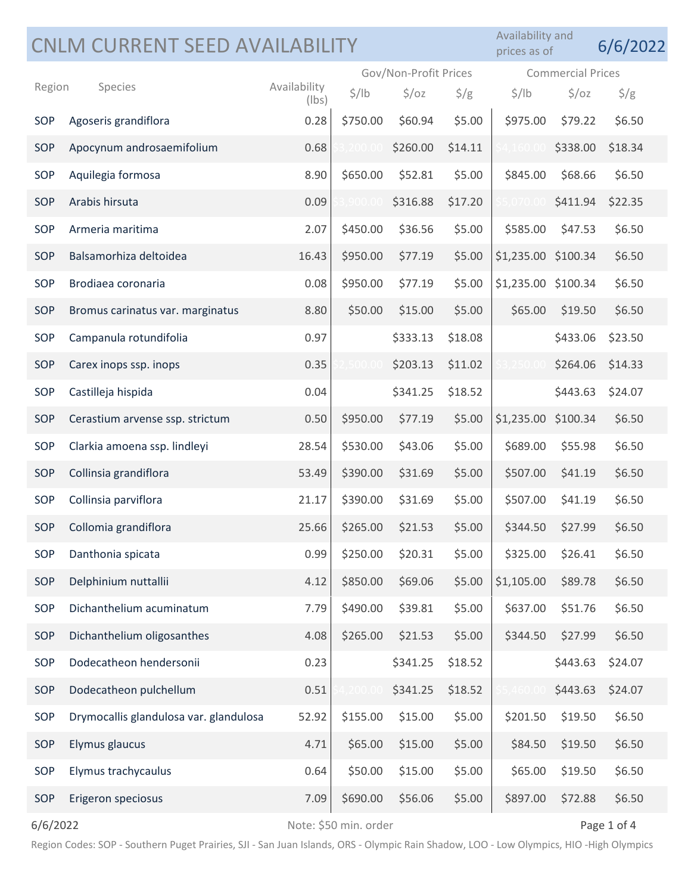# CNLM CURRENT SEED AVAILABILITY

Availability and prices as of **6/6/2022**

| Region | Species | Availability (lbs) | Gov/Non-Profit Prices $/lb | Gov/Non-Profit Prices $/oz | Gov/Non-Profit Prices $/g | Commercial Prices $/lb | Commercial Prices $/oz | Commercial Prices $/g |
|---|---|---|---|---|---|---|---|---|
| SOP | Agoseris grandiflora | 0.28 | $750.00 | $60.94 | $5.00 | $975.00 | $79.22 | $6.50 |
| SOP | Apocynum androsaemifolium | 0.68 | $3,200.00 | $260.00 | $14.11 | $4,160.00 | $338.00 | $18.34 |
| SOP | Aquilegia formosa | 8.90 | $650.00 | $52.81 | $5.00 | $845.00 | $68.66 | $6.50 |
| SOP | Arabis hirsuta | 0.09 | $3,900.00 | $316.88 | $17.20 | $5,070.00 | $411.94 | $22.35 |
| SOP | Armeria maritima | 2.07 | $450.00 | $36.56 | $5.00 | $585.00 | $47.53 | $6.50 |
| SOP | Balsamorhiza deltoidea | 16.43 | $950.00 | $77.19 | $5.00 | $1,235.00 | $100.34 | $6.50 |
| SOP | Brodiaea coronaria | 0.08 | $950.00 | $77.19 | $5.00 | $1,235.00 | $100.34 | $6.50 |
| SOP | Bromus carinatus var. marginatus | 8.80 | $50.00 | $15.00 | $5.00 | $65.00 | $19.50 | $6.50 |
| SOP | Campanula rotundifolia | 0.97 | | $333.13 | $18.08 | | $433.06 | $23.50 |
| SOP | Carex inops ssp. inops | 0.35 | $2,500.00 | $203.13 | $11.02 | $3,250.00 | $264.06 | $14.33 |
| SOP | Castilleja hispida | 0.04 | | $341.25 | $18.52 | | $443.63 | $24.07 |
| SOP | Cerastium arvense ssp. strictum | 0.50 | $950.00 | $77.19 | $5.00 | $1,235.00 | $100.34 | $6.50 |
| SOP | Clarkia amoena ssp. lindleyi | 28.54 | $530.00 | $43.06 | $5.00 | $689.00 | $55.98 | $6.50 |
| SOP | Collinsia grandiflora | 53.49 | $390.00 | $31.69 | $5.00 | $507.00 | $41.19 | $6.50 |
| SOP | Collinsia parviflora | 21.17 | $390.00 | $31.69 | $5.00 | $507.00 | $41.19 | $6.50 |
| SOP | Collomia grandiflora | 25.66 | $265.00 | $21.53 | $5.00 | $344.50 | $27.99 | $6.50 |
| SOP | Danthonia spicata | 0.99 | $250.00 | $20.31 | $5.00 | $325.00 | $26.41 | $6.50 |
| SOP | Delphinium nuttallii | 4.12 | $850.00 | $69.06 | $5.00 | $1,105.00 | $89.78 | $6.50 |
| SOP | Dichanthelium acuminatum | 7.79 | $490.00 | $39.81 | $5.00 | $637.00 | $51.76 | $6.50 |
| SOP | Dichanthelium oligosanthes | 4.08 | $265.00 | $21.53 | $5.00 | $344.50 | $27.99 | $6.50 |
| SOP | Dodecatheon hendersonii | 0.23 | | $341.25 | $18.52 | | $443.63 | $24.07 |
| SOP | Dodecatheon pulchellum | 0.51 | $4,200.00 | $341.25 | $18.52 | $5,460.00 | $443.63 | $24.07 |
| SOP | Drymocallis glandulosa var. glandulosa | 52.92 | $155.00 | $15.00 | $5.00 | $201.50 | $19.50 | $6.50 |
| SOP | Elymus glaucus | 4.71 | $65.00 | $15.00 | $5.00 | $84.50 | $19.50 | $6.50 |
| SOP | Elymus trachycaulus | 0.64 | $50.00 | $15.00 | $5.00 | $65.00 | $19.50 | $6.50 |
| SOP | Erigeron speciosus | 7.09 | $690.00 | $56.06 | $5.00 | $897.00 | $72.88 | $6.50 |

Note: $50 min. order

Region Codes: SOP - Southern Puget Prairies, SJI - San Juan Islands, ORS - Olympic Rain Shadow, LOO - Low Olympics, HIO -High Olympics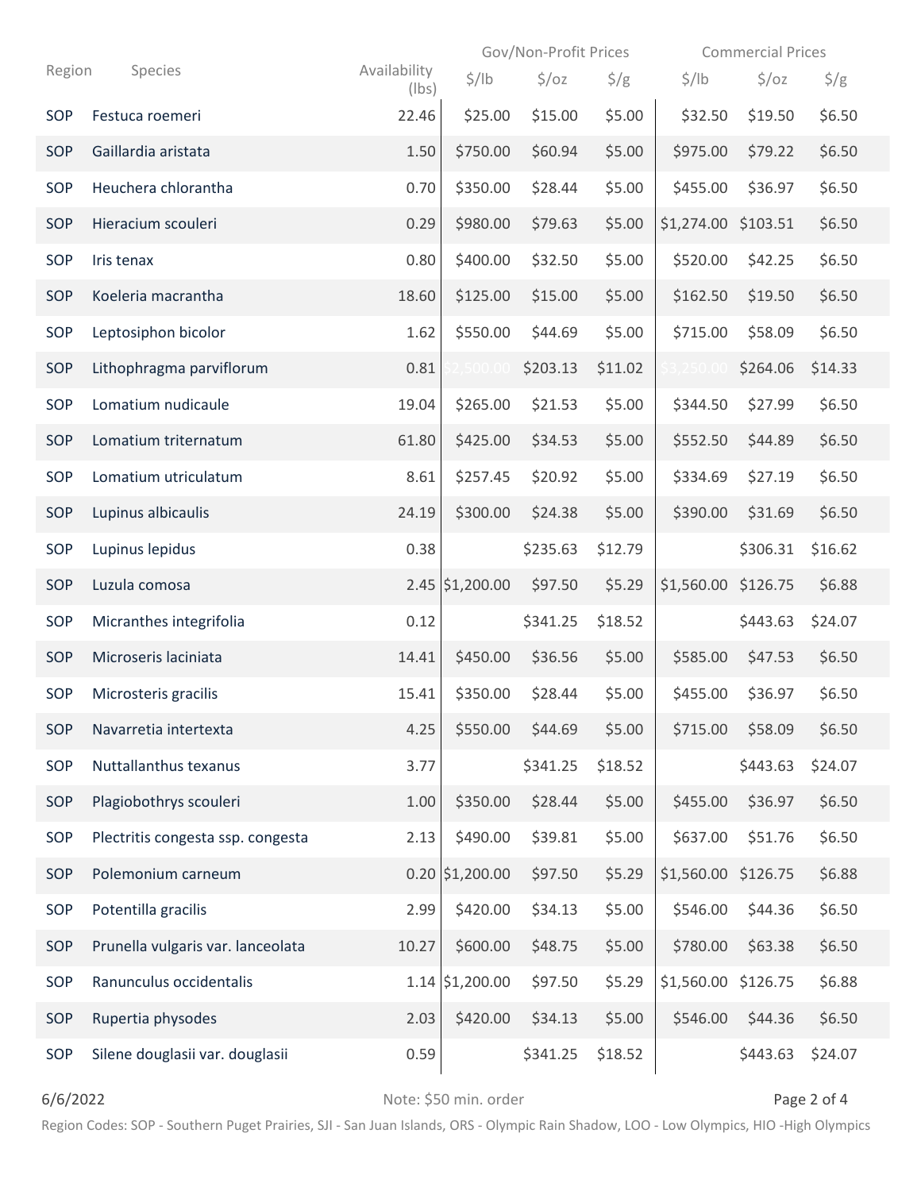| Region | Species | Availability (lbs) | Gov/Non-Profit Prices | | | Commercial Prices | | |
|---|---|---|---|---|---|---|---|---|
| | | | $/lb | $/oz | $/g | $/lb | $/oz | $/g |
| SOP | Festuca roemeri | 22.46 | $25.00 | $15.00 | $5.00 | $32.50 | $19.50 | $6.50 |
| SOP | Gaillardia aristata | 1.50 | $750.00 | $60.94 | $5.00 | $975.00 | $79.22 | $6.50 |
| SOP | Heuchera chlorantha | 0.70 | $350.00 | $28.44 | $5.00 | $455.00 | $36.97 | $6.50 |
| SOP | Hieracium scouleri | 0.29 | $980.00 | $79.63 | $5.00 | $1,274.00 | $103.51 | $6.50 |
| SOP | Iris tenax | 0.80 | $400.00 | $32.50 | $5.00 | $520.00 | $42.25 | $6.50 |
| SOP | Koeleria macrantha | 18.60 | $125.00 | $15.00 | $5.00 | $162.50 | $19.50 | $6.50 |
| SOP | Leptosiphon bicolor | 1.62 | $550.00 | $44.69 | $5.00 | $715.00 | $58.09 | $6.50 |
| SOP | Lithophragma parviflorum | 0.81 | $2,500.00 | $203.13 | $11.02 | $3,250.00 | $264.06 | $14.33 |
| SOP | Lomatium nudicaule | 19.04 | $265.00 | $21.53 | $5.00 | $344.50 | $27.99 | $6.50 |
| SOP | Lomatium triternatum | 61.80 | $425.00 | $34.53 | $5.00 | $552.50 | $44.89 | $6.50 |
| SOP | Lomatium utriculatum | 8.61 | $257.45 | $20.92 | $5.00 | $334.69 | $27.19 | $6.50 |
| SOP | Lupinus albicaulis | 24.19 | $300.00 | $24.38 | $5.00 | $390.00 | $31.69 | $6.50 |
| SOP | Lupinus lepidus | 0.38 | | $235.63 | $12.79 | | $306.31 | $16.62 |
| SOP | Luzula comosa | 2.45 | $1,200.00 | $97.50 | $5.29 | $1,560.00 | $126.75 | $6.88 |
| SOP | Micranthes integrifolia | 0.12 | | $341.25 | $18.52 | | $443.63 | $24.07 |
| SOP | Microseris laciniata | 14.41 | $450.00 | $36.56 | $5.00 | $585.00 | $47.53 | $6.50 |
| SOP | Microsteris gracilis | 15.41 | $350.00 | $28.44 | $5.00 | $455.00 | $36.97 | $6.50 |
| SOP | Navarretia intertexta | 4.25 | $550.00 | $44.69 | $5.00 | $715.00 | $58.09 | $6.50 |
| SOP | Nuttallanthus texanus | 3.77 | | $341.25 | $18.52 | | $443.63 | $24.07 |
| SOP | Plagiobothrys scouleri | 1.00 | $350.00 | $28.44 | $5.00 | $455.00 | $36.97 | $6.50 |
| SOP | Plectritis congesta ssp. congesta | 2.13 | $490.00 | $39.81 | $5.00 | $637.00 | $51.76 | $6.50 |
| SOP | Polemonium carneum | 0.20 | $1,200.00 | $97.50 | $5.29 | $1,560.00 | $126.75 | $6.88 |
| SOP | Potentilla gracilis | 2.99 | $420.00 | $34.13 | $5.00 | $546.00 | $44.36 | $6.50 |
| SOP | Prunella vulgaris var. lanceolata | 10.27 | $600.00 | $48.75 | $5.00 | $780.00 | $63.38 | $6.50 |
| SOP | Ranunculus occidentalis | 1.14 | $1,200.00 | $97.50 | $5.29 | $1,560.00 | $126.75 | $6.88 |
| SOP | Rupertia physodes | 2.03 | $420.00 | $34.13 | $5.00 | $546.00 | $44.36 | $6.50 |
| SOP | Silene douglasii var. douglasii | 0.59 | | $341.25 | $18.52 | | $443.63 | $24.07 |

Note: $50 min. order

Region Codes: SOP - Southern Puget Prairies, SJI - San Juan Islands, ORS - Olympic Rain Shadow, LOO - Low Olympics, HIO -High Olympics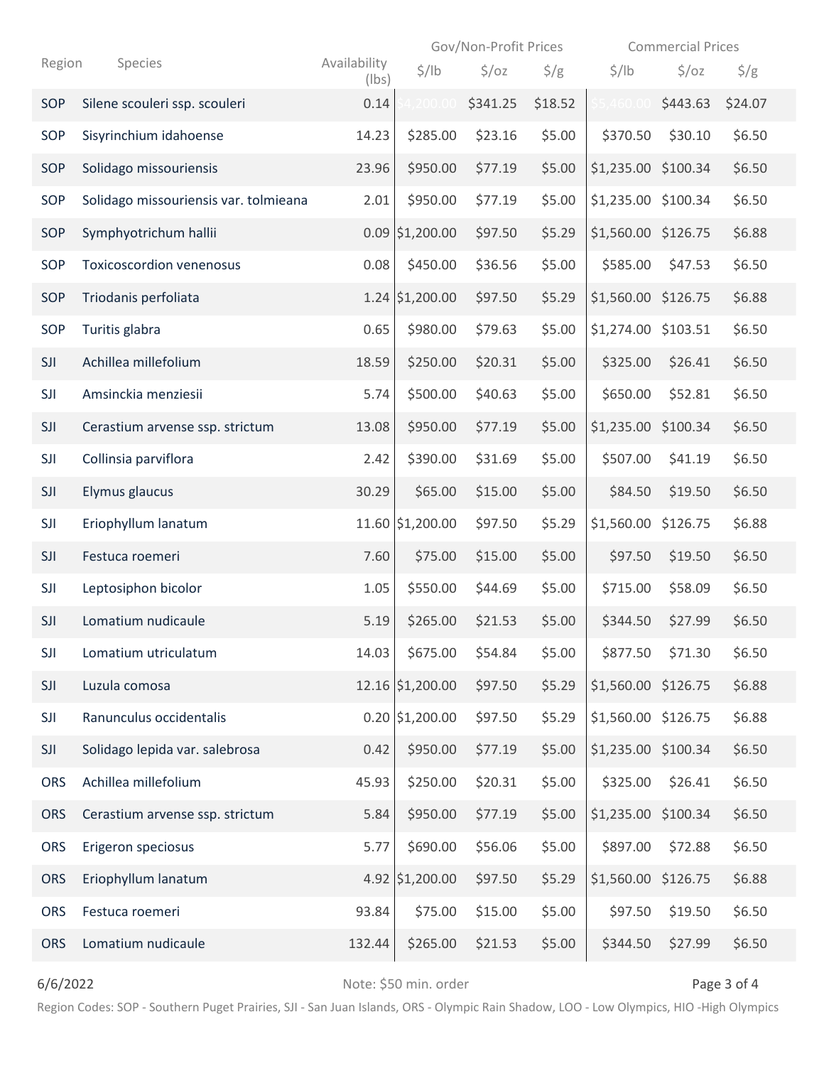| Region | Species | Availability (lbs) | Gov/Non-Profit Prices | | | Commercial Prices | | |
|---|---|---|---|---|---|---|---|---|
| | | | $/lb | $/oz | $/g | $/lb | $/oz | $/g |
| SOP | Silene scouleri ssp. scouleri | 0.14 | $4,200.00 | $341.25 | $18.52 | $5,460.00 | $443.63 | $24.07 |
| SOP | Sisyrinchium idahoense | 14.23 | $285.00 | $23.16 | $5.00 | $370.50 | $30.10 | $6.50 |
| SOP | Solidago missouriensis | 23.96 | $950.00 | $77.19 | $5.00 | $1,235.00 | $100.34 | $6.50 |
| SOP | Solidago missouriensis var. tolmieana | 2.01 | $950.00 | $77.19 | $5.00 | $1,235.00 | $100.34 | $6.50 |
| SOP | Symphyotrichum hallii | 0.09 | $1,200.00 | $97.50 | $5.29 | $1,560.00 | $126.75 | $6.88 |
| SOP | Toxicoscordion venenosus | 0.08 | $450.00 | $36.56 | $5.00 | $585.00 | $47.53 | $6.50 |
| SOP | Triodanis perfoliata | 1.24 | $1,200.00 | $97.50 | $5.29 | $1,560.00 | $126.75 | $6.88 |
| SOP | Turitis glabra | 0.65 | $980.00 | $79.63 | $5.00 | $1,274.00 | $103.51 | $6.50 |
| SJI | Achillea millefolium | 18.59 | $250.00 | $20.31 | $5.00 | $325.00 | $26.41 | $6.50 |
| SJI | Amsinckia menziesii | 5.74 | $500.00 | $40.63 | $5.00 | $650.00 | $52.81 | $6.50 |
| SJI | Cerastium arvense ssp. strictum | 13.08 | $950.00 | $77.19 | $5.00 | $1,235.00 | $100.34 | $6.50 |
| SJI | Collinsia parviflora | 2.42 | $390.00 | $31.69 | $5.00 | $507.00 | $41.19 | $6.50 |
| SJI | Elymus glaucus | 30.29 | $65.00 | $15.00 | $5.00 | $84.50 | $19.50 | $6.50 |
| SJI | Eriophyllum lanatum | 11.60 | $1,200.00 | $97.50 | $5.29 | $1,560.00 | $126.75 | $6.88 |
| SJI | Festuca roemeri | 7.60 | $75.00 | $15.00 | $5.00 | $97.50 | $19.50 | $6.50 |
| SJI | Leptosiphon bicolor | 1.05 | $550.00 | $44.69 | $5.00 | $715.00 | $58.09 | $6.50 |
| SJI | Lomatium nudicaule | 5.19 | $265.00 | $21.53 | $5.00 | $344.50 | $27.99 | $6.50 |
| SJI | Lomatium utriculatum | 14.03 | $675.00 | $54.84 | $5.00 | $877.50 | $71.30 | $6.50 |
| SJI | Luzula comosa | 12.16 | $1,200.00 | $97.50 | $5.29 | $1,560.00 | $126.75 | $6.88 |
| SJI | Ranunculus occidentalis | 0.20 | $1,200.00 | $97.50 | $5.29 | $1,560.00 | $126.75 | $6.88 |
| SJI | Solidago lepida var. salebrosa | 0.42 | $950.00 | $77.19 | $5.00 | $1,235.00 | $100.34 | $6.50 |
| ORS | Achillea millefolium | 45.93 | $250.00 | $20.31 | $5.00 | $325.00 | $26.41 | $6.50 |
| ORS | Cerastium arvense ssp. strictum | 5.84 | $950.00 | $77.19 | $5.00 | $1,235.00 | $100.34 | $6.50 |
| ORS | Erigeron speciosus | 5.77 | $690.00 | $56.06 | $5.00 | $897.00 | $72.88 | $6.50 |
| ORS | Eriophyllum lanatum | 4.92 | $1,200.00 | $97.50 | $5.29 | $1,560.00 | $126.75 | $6.88 |
| ORS | Festuca roemeri | 93.84 | $75.00 | $15.00 | $5.00 | $97.50 | $19.50 | $6.50 |
| ORS | Lomatium nudicaule | 132.44 | $265.00 | $21.53 | $5.00 | $344.50 | $27.99 | $6.50 |

6/6/2022

Note: $50 min. order

Region Codes: SOP - Southern Puget Prairies, SJI - San Juan Islands, ORS - Olympic Rain Shadow, LOO - Low Olympics, HIO -High Olympics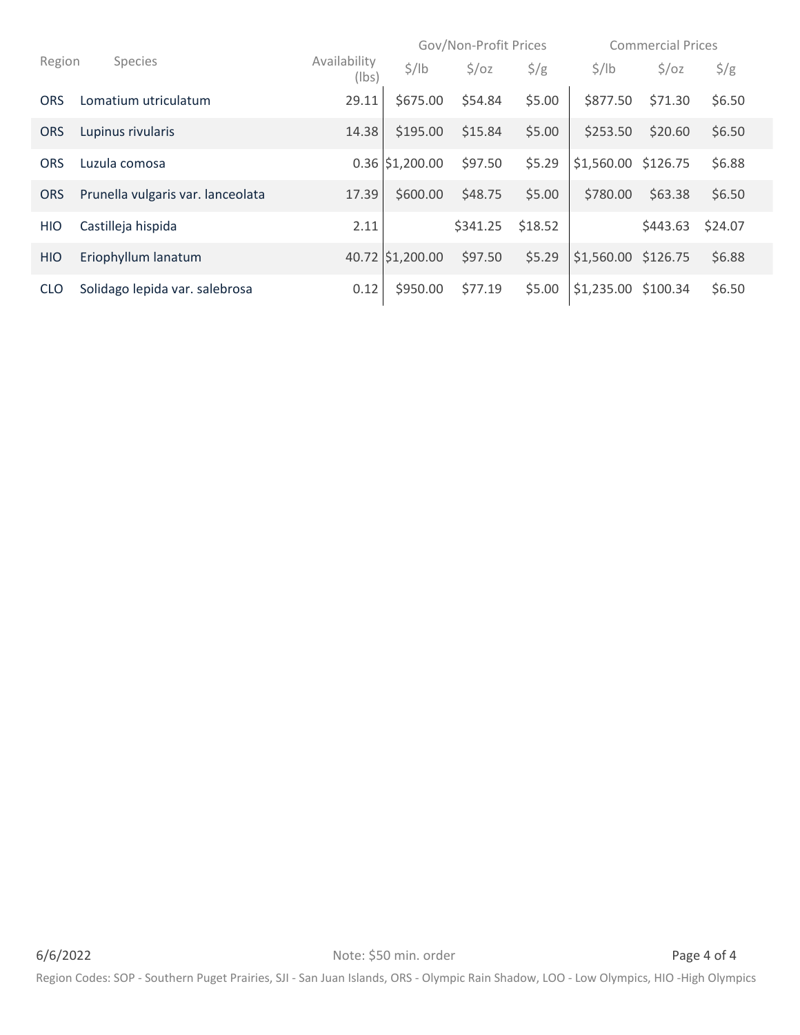| Region | Species | Availability (lbs) | Gov/Non-Profit Prices | | | Commercial Prices | | |
|---|---|---|---|---|---|---|---|---|
| | | | $/lb | $/oz | $/g | $/lb | $/oz | $/g |
| ORS | Lomatium utriculatum | 29.11 | $675.00 | $54.84 | $5.00 | $877.50 | $71.30 | $6.50 |
| ORS | Lupinus rivularis | 14.38 | $195.00 | $15.84 | $5.00 | $253.50 | $20.60 | $6.50 |
| ORS | Luzula comosa | 0.36 | $1,200.00 | $97.50 | $5.29 | $1,560.00 | $126.75 | $6.88 |
| ORS | Prunella vulgaris var. lanceolata | 17.39 | $600.00 | $48.75 | $5.00 | $780.00 | $63.38 | $6.50 |
| HIO | Castilleja hispida | 2.11 | | $341.25 | $18.52 | | $443.63 | $24.07 |
| HIO | Eriophyllum lanatum | 40.72 | $1,200.00 | $97.50 | $5.29 | $1,560.00 | $126.75 | $6.88 |
| CLO | Solidago lepida var. salebrosa | 0.12 | $950.00 | $77.19 | $5.00 | $1,235.00 | $100.34 | $6.50 |

6/6/2022

Note: $50 min. order

Region Codes: SOP - Southern Puget Prairies, SJI - San Juan Islands, ORS - Olympic Rain Shadow, LOO - Low Olympics, HIO -High Olympics